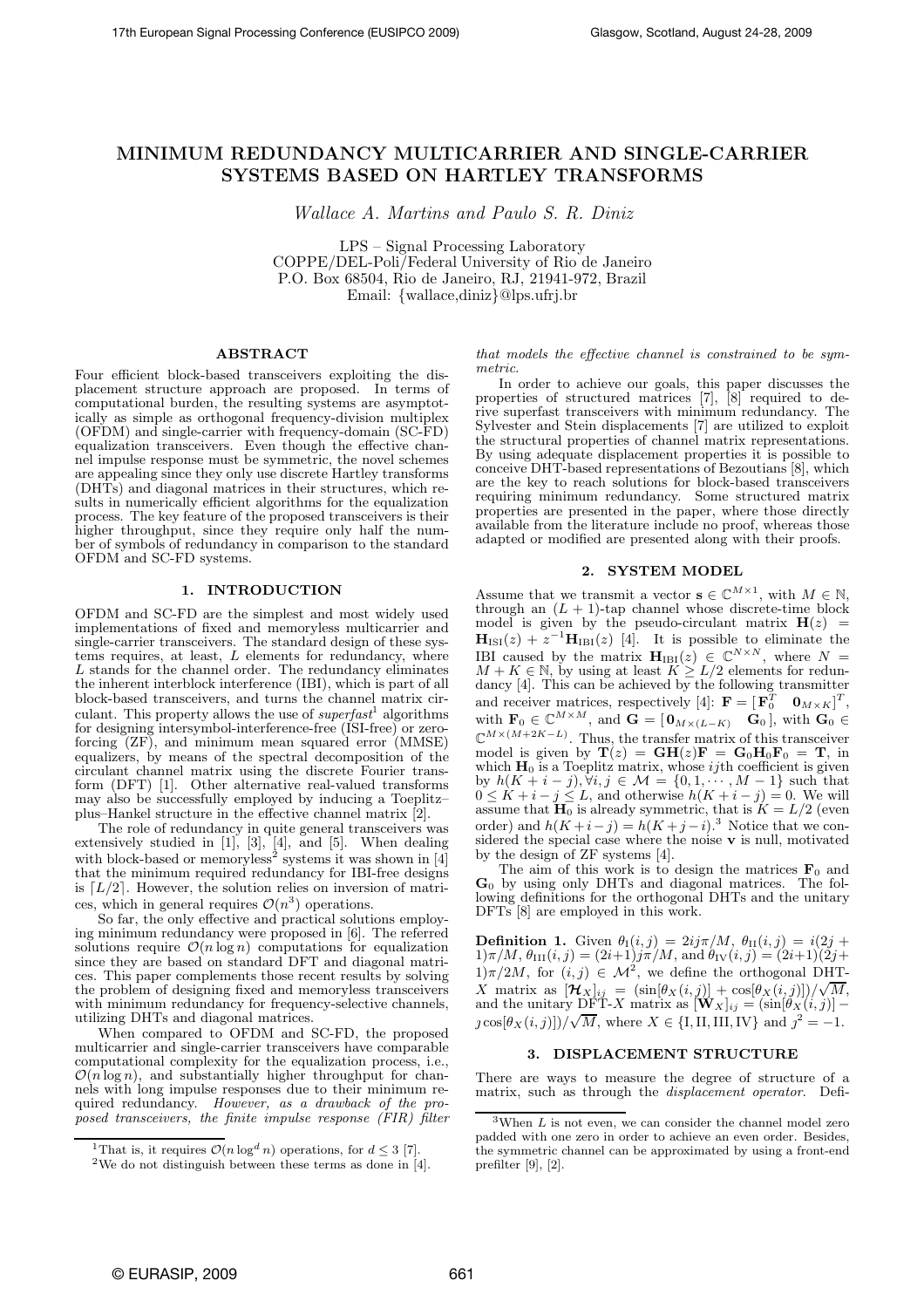# MINIMUM REDUNDANCY MULTICARRIER AND SINGLE-CARRIER SYSTEMS BASED ON HARTLEY TRANSFORMS

*Wallace A. Martins and Paulo S. R. Diniz*

LPS – Signal Processing Laboratory
COPPE/DEL-Poli/Federal University of Rio de Janeiro
P.O. Box 68504, Rio de Janeiro, RJ, 21941-972, Brazil
Email: {wallace,diniz}@lps.ufrj.br

## ABSTRACT

Four efficient block-based transceivers exploiting the displacement structure approach are proposed. In terms of computational burden, the resulting systems are asymptotically as simple as orthogonal frequency-division multiplex (OFDM) and single-carrier with frequency-domain (SC-FD) equalization transceivers. Even though the effective channel impulse response must be symmetric, the novel schemes are appealing since they only use discrete Hartley transforms (DHTs) and diagonal matrices in their structures, which results in numerically efficient algorithms for the equalization process. The key feature of the proposed transceivers is their higher throughput, since they require only half the number of symbols of redundancy in comparison to the standard OFDM and SC-FD systems.

## 1. INTRODUCTION

OFDM and SC-FD are the simplest and most widely used implementations of fixed and memoryless multicarrier and single-carrier transceivers. The standard design of these systems requires, at least, $L$ elements for redundancy, where $L$ stands for the channel order. The redundancy eliminates the inherent interblock interference (IBI), which is part of all block-based transceivers, and turns the channel matrix circulant. This property allows the use of *superfast*[1] algorithms for designing intersymbol-interference-free (ISI-free) or zero-forcing (ZF), and minimum mean squared error (MMSE) equalizers, by means of the spectral decomposition of the circulant channel matrix using the discrete Fourier transform (DFT) [1]. Other alternative real-valued transforms may also be successfully employed by inducing a Toeplitz–plus–Hankel structure in the effective channel matrix [2].

The role of redundancy in quite general transceivers was extensively studied in [1], [3], [4], and [5]. When dealing with block-based or memoryless[2] systems it was shown in [4] that the minimum required redundancy for IBI-free designs is $\lceil L/2 \rceil$. However, the solution relies on inversion of matrices, which in general requires $\mathcal{O}(n^3)$ operations.

So far, the only effective and practical solutions employing minimum redundancy were proposed in [6]. The referred solutions require $\mathcal{O}(n \log n)$ computations for equalization since they are based on standard DFT and diagonal matrices. This paper complements those recent results by solving the problem of designing fixed and memoryless transceivers with minimum redundancy for frequency-selective channels, utilizing DHTs and diagonal matrices.

When compared to OFDM and SC-FD, the proposed multicarrier and single-carrier transceivers have comparable computational complexity for the equalization process, i.e., $\mathcal{O}(n \log n)$, and substantially higher throughput for channels with long impulse responses due to their minimum required redundancy. *However, as a drawback of the proposed transceivers, the finite impulse response (FIR) filter that models the effective channel is constrained to be symmetric.*

In order to achieve our goals, this paper discusses the properties of structured matrices [7], [8] required to derive superfast transceivers with minimum redundancy. The Sylvester and Stein displacements [7] are utilized to exploit the structural properties of channel matrix representations. By using adequate displacement properties it is possible to conceive DHT-based representations of Bezoutians [8], which are the key to reach solutions for block-based transceivers requiring minimum redundancy. Some structured matrix properties are presented in the paper, where those directly available from the literature include no proof, whereas those adapted or modified are presented along with their proofs.

## 2. SYSTEM MODEL

Assume that we transmit a vector $\mathbf{s} \in \mathbb{C}^{M\times 1}$, with $M \in \mathbb{N}$, through an $(L+1)$-tap channel whose discrete-time block model is given by the pseudo-circulant matrix $\mathbf{H}(z) = \mathbf{H}_{\text{ISI}}(z) + z^{-1}\mathbf{H}_{\text{IBI}}(z)$ [4]. It is possible to eliminate the IBI caused by the matrix $\mathbf{H}_{\text{IBI}}(z) \in \mathbb{C}^{N\times N}$, where $N = M + K \in \mathbb{N}$, by using at least $K \geq L/2$ elements for redundancy [4]. This can be achieved by the following transmitter and receiver matrices, respectively [4]: $\mathbf{F} = [\,\mathbf{F}_0^T \quad \mathbf{0}_{M\times K}\,]^T$, with $\mathbf{F}_0 \in \mathbb{C}^{M\times M}$, and $\mathbf{G} = [\,\mathbf{0}_{M\times(L-K)} \quad \mathbf{G}_0\,]$, with $\mathbf{G}_0 \in \mathbb{C}^{M\times(M+2K-L)}$. Thus, the transfer matrix of this transceiver model is given by $\mathbf{T}(z) = \mathbf{G}\mathbf{H}(z)\mathbf{F} = \mathbf{G}_0\mathbf{H}_0\mathbf{F}_0 = \mathbf{T}$, in which $\mathbf{H}_0$ is a Toeplitz matrix, whose $ij$th coefficient is given by $h(K+i-j), \forall i,j \in \mathcal{M} = \{0,1,\cdots,M-1\}$ such that $0 \leq K+i-j \leq L$, and otherwise $h(K+i-j) = 0$. We will assume that $\mathbf{H}_0$ is already symmetric, that is $K = L/2$ (even order) and $h(K+i-j) = h(K+j-i)$.[3] Notice that we considered the special case where the noise $\mathbf{v}$ is null, motivated by the design of ZF systems [4].

The aim of this work is to design the matrices $\mathbf{F}_0$ and $\mathbf{G}_0$ by using only DHTs and diagonal matrices. The following definitions for the orthogonal DHTs and the unitary DFTs [8] are employed in this work.

**Definition 1.** Given $\theta_{\text{I}}(i,j) = 2ij\pi/M$, $\theta_{\text{II}}(i,j) = i(2j+1)\pi/M$, $\theta_{\text{III}}(i,j) = (2i+1)j\pi/M$, and $\theta_{\text{IV}}(i,j) = (2i+1)(2j+1)\pi/2M$, for $(i,j) \in \mathcal{M}^2$, we define the orthogonal DHT-$X$ matrix as $[\boldsymbol{\mathcal{H}}_X]_{ij} = (\sin[\theta_X(i,j)] + \cos[\theta_X(i,j)])/\sqrt{M}$, and the unitary DFT-$X$ matrix as $[\mathbf{W}_X]_{ij} = (\sin[\theta_X(i,j)] - \jmath\cos[\theta_X(i,j)])/\sqrt{M}$, where $X \in \{\text{I},\text{II},\text{III},\text{IV}\}$ and $\jmath^2 = -1$.

## 3. DISPLACEMENT STRUCTURE

There are ways to measure the degree of structure of a matrix, such as through the *displacement operator*. Defi-

---

[1] That is, it requires $\mathcal{O}(n \log^d n)$ operations, for $d \leq 3$ [7].

[2] We do not distinguish between these terms as done in [4].

[3] When $L$ is not even, we can consider the channel model zero padded with one zero in order to achieve an even order. Besides, the symmetric channel can be approximated by using a front-end prefilter [9], [2].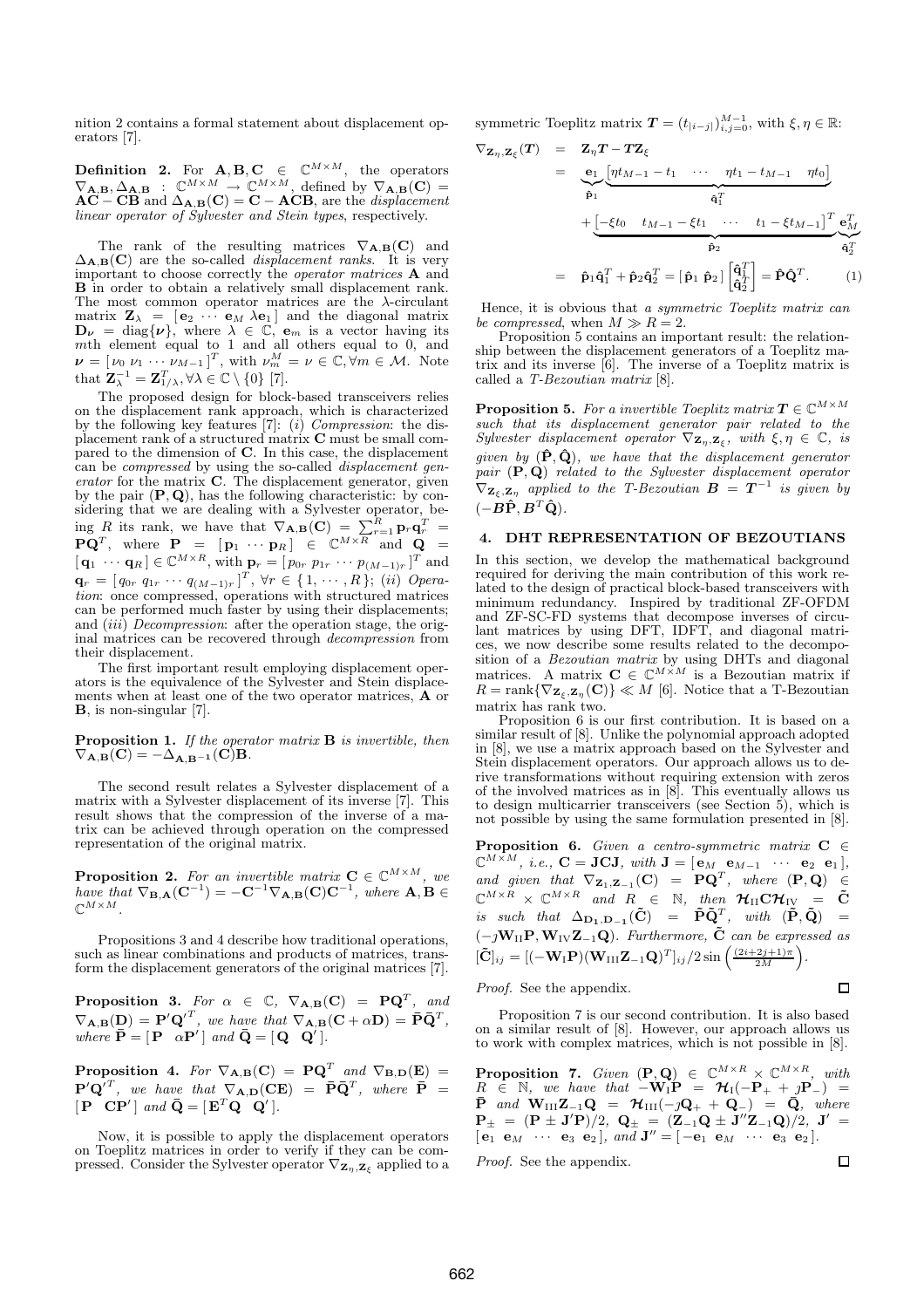nition 2 contains a formal statement about displacement operators [7].

**Definition 2.** *For $\mathbf{A}, \mathbf{B}, \mathbf{C} \in \mathbb{C}^{M\times M}$, the operators $\nabla_{\mathbf{A},\mathbf{B}}, \Delta_{\mathbf{A},\mathbf{B}} : \mathbb{C}^{M\times M} \to \mathbb{C}^{M\times M}$, defined by $\nabla_{\mathbf{A},\mathbf{B}}(\mathbf{C}) = \mathbf{AC} - \mathbf{CB}$ and $\Delta_{\mathbf{A},\mathbf{B}}(\mathbf{C}) = \mathbf{C} - \mathbf{ACB}$, are the displacement linear operator of Sylvester and Stein types, respectively.*

The rank of the resulting matrices $\nabla_{\mathbf{A},\mathbf{B}}(\mathbf{C})$ and $\Delta_{\mathbf{A},\mathbf{B}}(\mathbf{C})$ are the so-called *displacement ranks*. It is very important to choose correctly the *operator matrices* $\mathbf{A}$ and $\mathbf{B}$ in order to obtain a relatively small displacement rank. The most common operator matrices are the $\lambda$-circulant matrix $\mathbf{Z}_\lambda = [\,\mathbf{e}_2 \cdots \mathbf{e}_M \; \lambda\mathbf{e}_1\,]$ and the diagonal matrix $\mathbf{D}_{\boldsymbol{\nu}} = \mathrm{diag}\{\boldsymbol{\nu}\}$, where $\lambda \in \mathbb{C}$, $\mathbf{e}_m$ is a vector having its $m$th element equal to 1 and all others equal to 0, and $\boldsymbol{\nu} = [\,\nu_0 \; \nu_1 \cdots \nu_{M-1}\,]^T$, with $\nu_m^M = \nu \in \mathbb{C}, \forall m \in \mathcal{M}$. Note that $\mathbf{Z}_\lambda^{-1} = \mathbf{Z}_{1/\lambda}^T, \forall \lambda \in \mathbb{C}\setminus\{0\}$ [7].

The proposed design for block-based transceivers relies on the displacement rank approach, which is characterized by the following key features [7]: (*i*) *Compression*: the displacement rank of a structured matrix $\mathbf{C}$ must be small compared to the dimension of $\mathbf{C}$. In this case, the displacement can be *compressed* by using the so-called *displacement generator* for the matrix $\mathbf{C}$. The displacement generator, given by the pair $(\mathbf{P}, \mathbf{Q})$, has the following characteristic: by considering that we are dealing with a Sylvester operator, being $R$ its rank, we have that $\nabla_{\mathbf{A},\mathbf{B}}(\mathbf{C}) = \sum_{r=1}^{R} \mathbf{p}_r \mathbf{q}_r^T = \mathbf{PQ}^T$, where $\mathbf{P} = [\,\mathbf{p}_1 \cdots \mathbf{p}_R\,] \in \mathbb{C}^{M\times R}$ and $\mathbf{Q} = [\,\mathbf{q}_1 \cdots \mathbf{q}_R\,] \in \mathbb{C}^{M\times R}$, with $\mathbf{p}_r = [\,p_{0r} \; p_{1r} \cdots p_{(M-1)r}\,]^T$ and $\mathbf{q}_r = [\,q_{0r} \; q_{1r} \cdots q_{(M-1)r}\,]^T$, $\forall r \in \{1, \cdots, R\}$; (*ii*) *Operation*: once compressed, operations with structured matrices can be performed much faster by using their displacements; and (*iii*) *Decompression*: after the operation stage, the original matrices can be recovered through *decompression* from their displacement.

The first important result employing displacement operators is the equivalence of the Sylvester and Stein displacements when at least one of the two operator matrices, $\mathbf{A}$ or $\mathbf{B}$, is non-singular [7].

**Proposition 1.** *If the operator matrix $\mathbf{B}$ is invertible, then $\nabla_{\mathbf{A},\mathbf{B}}(\mathbf{C}) = -\Delta_{\mathbf{A},\mathbf{B}^{-1}}(\mathbf{C})\mathbf{B}$.*

The second result relates a Sylvester displacement of a matrix with a Sylvester displacement of its inverse [7]. This result shows that the compression of the inverse of a matrix can be achieved through operation on the compressed representation of the original matrix.

**Proposition 2.** *For an invertible matrix $\mathbf{C} \in \mathbb{C}^{M\times M}$, we have that $\nabla_{\mathbf{B},\mathbf{A}}(\mathbf{C}^{-1}) = -\mathbf{C}^{-1}\nabla_{\mathbf{A},\mathbf{B}}(\mathbf{C})\mathbf{C}^{-1}$, where $\mathbf{A}, \mathbf{B} \in \mathbb{C}^{M\times M}$.*

Propositions 3 and 4 describe how traditional operations, such as linear combinations and products of matrices, transform the displacement generators of the original matrices [7].

**Proposition 3.** *For $\alpha \in \mathbb{C}$, $\nabla_{\mathbf{A},\mathbf{B}}(\mathbf{C}) = \mathbf{PQ}^T$, and $\nabla_{\mathbf{A},\mathbf{B}}(\mathbf{D}) = \mathbf{P}'\mathbf{Q}'^T$, we have that $\nabla_{\mathbf{A},\mathbf{B}}(\mathbf{C} + \alpha\mathbf{D}) = \bar{\mathbf{P}}\bar{\mathbf{Q}}^T$, where $\bar{\mathbf{P}} = [\,\mathbf{P} \;\; \alpha\mathbf{P}'\,]$ and $\bar{\mathbf{Q}} = [\,\mathbf{Q} \;\; \mathbf{Q}'\,]$.*

**Proposition 4.** *For $\nabla_{\mathbf{A},\mathbf{B}}(\mathbf{C}) = \mathbf{PQ}^T$ and $\nabla_{\mathbf{B},\mathbf{D}}(\mathbf{E}) = \mathbf{P}'\mathbf{Q}'^T$, we have that $\nabla_{\mathbf{A},\mathbf{D}}(\mathbf{CE}) = \bar{\mathbf{P}}\bar{\mathbf{Q}}^T$, where $\bar{\mathbf{P}} = [\,\mathbf{P} \;\; \mathbf{CP}'\,]$ and $\bar{\mathbf{Q}} = [\,\mathbf{E}^T\mathbf{Q} \;\; \mathbf{Q}'\,]$.*

Now, it is possible to apply the displacement operators on Toeplitz matrices in order to verify if they can be compressed. Consider the Sylvester operator $\nabla_{\mathbf{Z}_\eta,\mathbf{Z}_\xi}$ applied to a symmetric Toeplitz matrix $\boldsymbol{T} = (t_{|i-j|})_{i,j=0}^{M-1}$, with $\xi, \eta \in \mathbb{R}$:

$$
\begin{aligned}
\nabla_{\mathbf{Z}_\eta,\mathbf{Z}_\xi}(\boldsymbol{T}) &= \mathbf{Z}_\eta \boldsymbol{T} - \boldsymbol{T}\mathbf{Z}_\xi \\
&= \underbrace{\mathbf{e}_1}_{\hat{\mathbf{p}}_1}\underbrace{\left[\eta t_{M-1} - t_1 \quad \cdots \quad \eta t_1 - t_{M-1} \quad \eta t_0\right]}_{\hat{\mathbf{q}}_1^T} \\
&\quad + \underbrace{\left[-\xi t_0 \quad t_{M-1} - \xi t_1 \quad \cdots \quad t_1 - \xi t_{M-1}\right]^T}_{\hat{\mathbf{p}}_2}\underbrace{\mathbf{e}_M^T}_{\hat{\mathbf{q}}_2^T} \\
&= \hat{\mathbf{p}}_1\hat{\mathbf{q}}_1^T + \hat{\mathbf{p}}_2\hat{\mathbf{q}}_2^T = [\,\hat{\mathbf{p}}_1 \; \hat{\mathbf{p}}_2\,]\begin{bmatrix}\hat{\mathbf{q}}_1^T \\ \hat{\mathbf{q}}_2^T\end{bmatrix} = \hat{\mathbf{P}}\hat{\mathbf{Q}}^T. \qquad (1)
\end{aligned}
$$

Hence, it is obvious that *a symmetric Toeplitz matrix can be compressed*, when $M \gg R = 2$.

Proposition 5 contains an important result: the relationship between the displacement generators of a Toeplitz matrix and its inverse [6]. The inverse of a Toeplitz matrix is called a *T-Bezoutian matrix* [8].

**Proposition 5.** *For an invertible Toeplitz matrix $\boldsymbol{T} \in \mathbb{C}^{M\times M}$ such that its displacement generator pair related to the Sylvester displacement operator $\nabla_{\mathbf{Z}_\eta,\mathbf{Z}_\xi}$, with $\xi, \eta \in \mathbb{C}$, is given by $(\hat{\mathbf{P}}, \hat{\mathbf{Q}})$, we have that the displacement generator pair $(\mathbf{P}, \mathbf{Q})$ related to the Sylvester displacement operator $\nabla_{\mathbf{Z}_\xi,\mathbf{Z}_\eta}$ applied to the T-Bezoutian $\boldsymbol{B} = \boldsymbol{T}^{-1}$ is given by $(-\boldsymbol{B}\hat{\mathbf{P}}, \boldsymbol{B}^T\hat{\mathbf{Q}})$.*

## 4. DHT REPRESENTATION OF BEZOUTIANS

In this section, we develop the mathematical background required for deriving the main contribution of this work related to the design of practical block-based transceivers with minimum redundancy. Inspired by traditional ZF-OFDM and ZF-SC-FD systems that decompose inverses of circulant matrices by using DFT, IDFT, and diagonal matrices, we now describe some results related to the decomposition of a *Bezoutian matrix* by using DHTs and diagonal matrices. A matrix $\mathbf{C} \in \mathbb{C}^{M\times M}$ is a Bezoutian matrix if $R = \mathrm{rank}\{\nabla_{\mathbf{Z}_\xi,\mathbf{Z}_\eta}(\mathbf{C})\} \ll M$ [6]. Notice that a T-Bezoutian matrix has rank two.

Proposition 6 is our first contribution. It is based on a similar result of [8]. Unlike the polynomial approach adopted in [8], we use a matrix approach based on the Sylvester and Stein displacement operators. Our approach allows us to derive transformations without requiring extension with zeros of the involved matrices as in [8]. This eventually allows us to design multicarrier transceivers (see Section 5), which is not possible by using the same formulation presented in [8].

**Proposition 6.** *Given a centro-symmetric matrix $\mathbf{C} \in \mathbb{C}^{M\times M}$, i.e., $\mathbf{C} = \mathbf{JCJ}$, with $\mathbf{J} = [\,\mathbf{e}_M \;\; \mathbf{e}_{M-1} \;\; \cdots \;\; \mathbf{e}_2 \;\; \mathbf{e}_1\,]$, and given that $\nabla_{\mathbf{Z}_1,\mathbf{Z}_{-1}}(\mathbf{C}) = \mathbf{PQ}^T$, where $(\mathbf{P}, \mathbf{Q}) \in \mathbb{C}^{M\times R} \times \mathbb{C}^{M\times R}$ and $R \in \mathbb{N}$, then $\boldsymbol{\mathcal{H}}_{\mathrm{II}}\mathbf{C}\boldsymbol{\mathcal{H}}_{\mathrm{IV}} = \tilde{\mathbf{C}}$ is such that $\Delta_{\mathbf{D}_1,\mathbf{D}_{-1}}(\tilde{\mathbf{C}}) = \tilde{\mathbf{P}}\tilde{\mathbf{Q}}^T$, with $(\tilde{\mathbf{P}}, \tilde{\mathbf{Q}}) = (-\jmath\mathbf{W}_{\mathrm{II}}\mathbf{P}, \mathbf{W}_{\mathrm{IV}}\mathbf{Z}_{-1}\mathbf{Q})$. Furthermore, $\tilde{\mathbf{C}}$ can be expressed as $[\tilde{\mathbf{C}}]_{ij} = [(-\mathbf{W}_{\mathrm{I}}\mathbf{P})(\mathbf{W}_{\mathrm{III}}\mathbf{Z}_{-1}\mathbf{Q})^T]_{ij}/2\sin\left(\frac{(2i+2j+1)\pi}{2M}\right)$.*

*Proof.* See the appendix. ∎

Proposition 7 is our second contribution. It is also based on a similar result of [8]. However, our approach allows us to work with complex matrices, which is not possible in [8].

**Proposition 7.** *Given $(\mathbf{P}, \mathbf{Q}) \in \mathbb{C}^{M\times R} \times \mathbb{C}^{M\times R}$, with $R \in \mathbb{N}$, we have that $-\mathbf{W}_{\mathrm{I}}\mathbf{P} = \boldsymbol{\mathcal{H}}_{\mathrm{I}}(-\mathbf{P}_+ + \jmath\mathbf{P}_-) = \bar{\mathbf{P}}$ and $\mathbf{W}_{\mathrm{III}}\mathbf{Z}_{-1}\mathbf{Q} = \boldsymbol{\mathcal{H}}_{\mathrm{III}}(-\jmath\mathbf{Q}_+ + \mathbf{Q}_-) = \bar{\mathbf{Q}}$, where $\mathbf{P}_\pm = (\mathbf{P} \pm \mathbf{J}'\mathbf{P})/2$, $\mathbf{Q}_\pm = (\mathbf{Z}_{-1}\mathbf{Q} \pm \mathbf{J}''\mathbf{Z}_{-1}\mathbf{Q})/2$, $\mathbf{J}' = [\,\mathbf{e}_1 \;\; \mathbf{e}_M \;\; \cdots \;\; \mathbf{e}_3 \;\; \mathbf{e}_2\,]$, and $\mathbf{J}'' = [\,-\mathbf{e}_1 \;\; \mathbf{e}_M \;\; \cdots \;\; \mathbf{e}_3 \;\; \mathbf{e}_2\,]$.*

*Proof.* See the appendix. ∎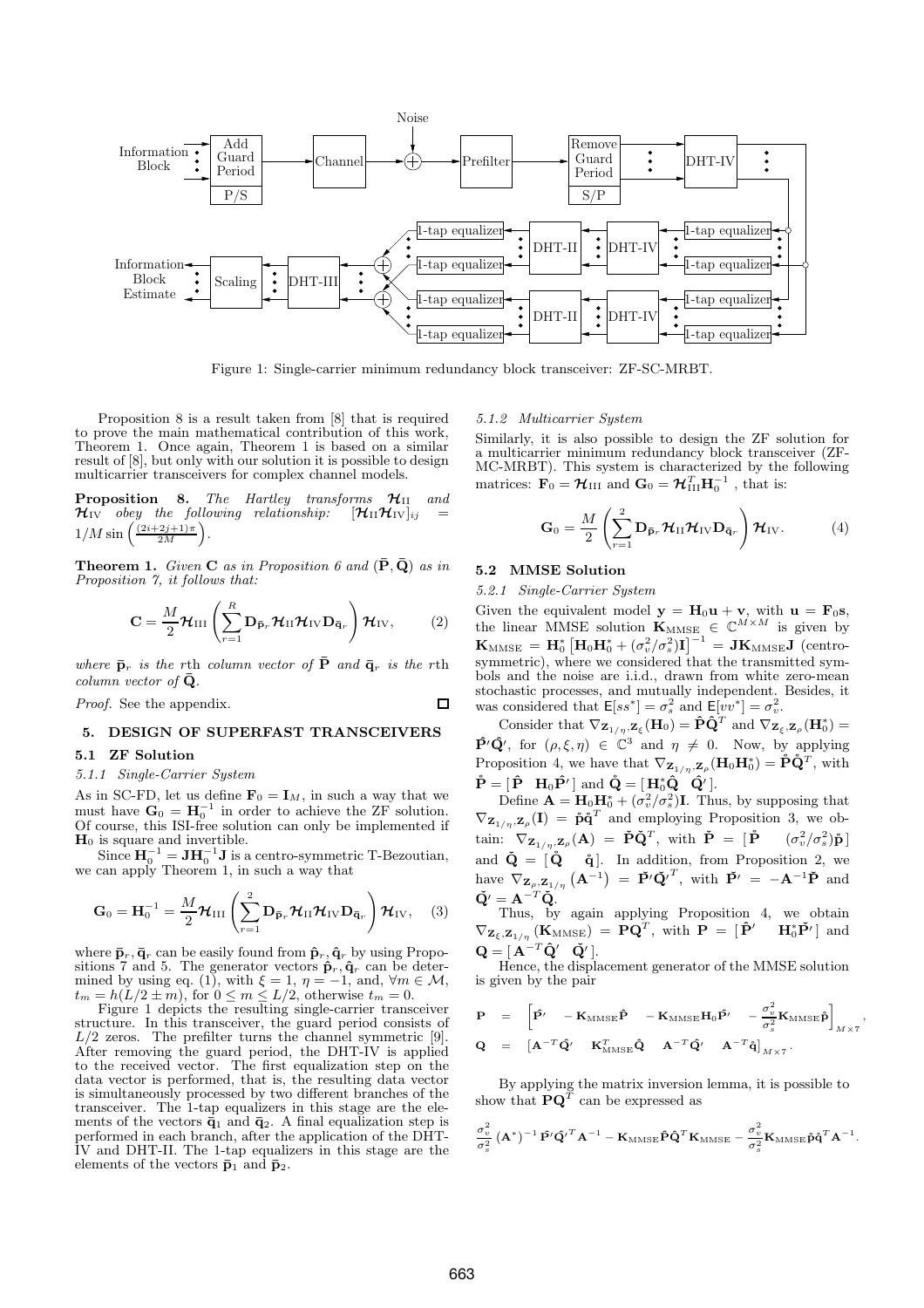Figure 1: Single-carrier minimum redundancy block transceiver: ZF-SC-MRBT.

Proposition 8 is a result taken from [8] that is required to prove the main mathematical contribution of this work, Theorem 1. Once again, Theorem 1 is based on a similar result of [8], but only with our solution it is possible to design multicarrier transceivers for complex channel models.

**Proposition 8.** *The Hartley transforms $\mathcal{H}_{\rm II}$ and $\mathcal{H}_{\rm IV}$ obey the following relationship:* $[\mathcal{H}_{\rm II}\mathcal{H}_{\rm IV}]_{ij} = 1/M \sin\left(\frac{(2i+2j+1)\pi}{2M}\right)$.

**Theorem 1.** *Given $\mathbf{C}$ as in Proposition 6 and $(\bar{\mathbf{P}}, \bar{\mathbf{Q}})$ as in Proposition 7, it follows that:*

$$\mathbf{C} = \frac{M}{2}\mathcal{H}_{\rm III}\left(\sum_{r=1}^{R} \mathbf{D}_{\bar{\mathbf{p}}_r}\mathcal{H}_{\rm II}\mathcal{H}_{\rm IV}\mathbf{D}_{\bar{\mathbf{q}}_r}\right)\mathcal{H}_{\rm IV}, \qquad (2)$$

*where $\bar{\mathbf{p}}_r$ is the $r$th column vector of $\bar{\mathbf{P}}$ and $\bar{\mathbf{q}}_r$ is the $r$th column vector of $\bar{\mathbf{Q}}$.*

*Proof.* See the appendix. □

## 5. DESIGN OF SUPERFAST TRANSCEIVERS

### 5.1 ZF Solution

#### 5.1.1 Single-Carrier System

As in SC-FD, let us define $\mathbf{F}_0 = \mathbf{I}_M$, in such a way that we must have $\mathbf{G}_0 = \mathbf{H}_0^{-1}$ in order to achieve the ZF solution. Of course, this ISI-free solution can only be implemented if $\mathbf{H}_0$ is square and invertible.

Since $\mathbf{H}_0^{-1} = \mathbf{J}\mathbf{H}_0^{-1}\mathbf{J}$ is a centro-symmetric T-Bezoutian, we can apply Theorem 1, in such a way that

$$\mathbf{G}_0 = \mathbf{H}_0^{-1} = \frac{M}{2}\mathcal{H}_{\rm III}\left(\sum_{r=1}^{2} \mathbf{D}_{\bar{\mathbf{p}}_r}\mathcal{H}_{\rm II}\mathcal{H}_{\rm IV}\mathbf{D}_{\bar{\mathbf{q}}_r}\right)\mathcal{H}_{\rm IV}, \qquad (3)$$

where $\bar{\mathbf{p}}_r, \bar{\mathbf{q}}_r$ can be easily found from $\hat{\mathbf{p}}_r, \hat{\mathbf{q}}_r$ by using Propositions 7 and 5. The generator vectors $\hat{\mathbf{p}}_r, \hat{\mathbf{q}}_r$ can be determined by using eq. (1), with $\xi = 1$, $\eta = -1$, and, $\forall m \in \mathcal{M}$, $t_m = h(L/2 \pm m)$, for $0 \leq m \leq L/2$, otherwise $t_m = 0$.

Figure 1 depicts the resulting single-carrier transceiver structure. In this transceiver, the guard period consists of $L/2$ zeros. The prefilter turns the channel symmetric [9]. After removing the guard period, the DHT-IV is applied to the received vector. The first equalization step on the data vector is performed, that is, the resulting data vector is simultaneously processed by two different branches of the transceiver. The 1-tap equalizers in this stage are the elements of the vectors $\bar{\mathbf{q}}_1$ and $\bar{\mathbf{q}}_2$. A final equalization step is performed in each branch, after the application of the DHT-IV and DHT-II. The 1-tap equalizers in this stage are the elements of the vectors $\bar{\mathbf{p}}_1$ and $\bar{\mathbf{p}}_2$.

#### 5.1.2 Multicarrier System

Similarly, it is also possible to design the ZF solution for a multicarrier minimum redundancy block transceiver (ZF-MC-MRBT). This system is characterized by the following matrices: $\mathbf{F}_0 = \mathcal{H}_{\rm III}$ and $\mathbf{G}_0 = \mathcal{H}_{\rm III}^T\mathbf{H}_0^{-1}$ , that is:

$$\mathbf{G}_0 = \frac{M}{2}\left(\sum_{r=1}^{2} \mathbf{D}_{\bar{\mathbf{p}}_r}\mathcal{H}_{\rm II}\mathcal{H}_{\rm IV}\mathbf{D}_{\bar{\mathbf{q}}_r}\right)\mathcal{H}_{\rm IV}. \qquad (4)$$

### 5.2 MMSE Solution

#### 5.2.1 Single-Carrier System

Given the equivalent model $\mathbf{y} = \mathbf{H}_0\mathbf{u} + \mathbf{v}$, with $\mathbf{u} = \mathbf{F}_0\mathbf{s}$, the linear MMSE solution $\mathbf{K}_{\rm MMSE} \in \mathbb{C}^{M\times M}$ is given by $\mathbf{K}_{\rm MMSE} = \mathbf{H}_0^*\left[\mathbf{H}_0\mathbf{H}_0^* + (\sigma_v^2/\sigma_s^2)\mathbf{I}\right]^{-1} = \mathbf{J}\mathbf{K}_{\rm MMSE}\mathbf{J}$ (centrosymmetric), where we considered that the transmitted symbols and the noise are i.i.d., drawn from white zero-mean stochastic processes, and mutually independent. Besides, it was considered that $\mathsf{E}[ss^*] = \sigma_s^2$ and $\mathsf{E}[vv^*] = \sigma_v^2$.

Consider that $\nabla_{\mathbf{Z}_{1/\eta},\mathbf{Z}_\xi}(\mathbf{H}_0) = \hat{\mathbf{P}}\hat{\mathbf{Q}}^T$ and $\nabla_{\mathbf{Z}_\xi,\mathbf{Z}_\rho}(\mathbf{H}_0^*) = \hat{\mathbf{P}}'\hat{\mathbf{Q}}'$, for $(\rho, \xi, \eta) \in \mathbb{C}^3$ and $\eta \neq 0$. Now, by applying Proposition 4, we have that $\nabla_{\mathbf{Z}_{1/\eta},\mathbf{Z}_\rho}(\mathbf{H}_0\mathbf{H}_0^*) = \mathring{\mathbf{P}}\mathring{\mathbf{Q}}^T$, with $\mathring{\mathbf{P}} = [\,\hat{\mathbf{P}} \quad \mathbf{H}_0\hat{\mathbf{P}}'\,]$ and $\mathring{\mathbf{Q}} = [\,\mathbf{H}_0^*\hat{\mathbf{Q}} \quad \hat{\mathbf{Q}}'\,]$.

Define $\mathbf{A} = \mathbf{H}_0\mathbf{H}_0^* + (\sigma_v^2/\sigma_s^2)\mathbf{I}$. Thus, by supposing that $\nabla_{\mathbf{Z}_{1/\eta},\mathbf{Z}_\rho}(\mathbf{I}) = \mathring{\mathbf{p}}\mathring{\mathbf{q}}^T$ and employing Proposition 3, we obtain: $\nabla_{\mathbf{Z}_{1/\eta},\mathbf{Z}_\rho}(\mathbf{A}) = \check{\mathbf{P}}\check{\mathbf{Q}}^T$, with $\check{\mathbf{P}} = [\,\mathring{\mathbf{P}} \quad (\sigma_v^2/\sigma_s^2)\mathring{\mathbf{p}}\,]$ and $\check{\mathbf{Q}} = [\,\mathring{\mathbf{Q}} \quad \mathring{\mathbf{q}}\,]$. In addition, from Proposition 2, we have $\nabla_{\mathbf{Z}_\rho,\mathbf{Z}_{1/\eta}}\left(\mathbf{A}^{-1}\right) = \check{\mathbf{P}}'\check{\mathbf{Q}}'^T$, with $\check{\mathbf{P}}' = -\mathbf{A}^{-1}\check{\mathbf{P}}$ and $\check{\mathbf{Q}}' = \mathbf{A}^{-T}\check{\mathbf{Q}}$.

Thus, by again applying Proposition 4, we obtain $\nabla_{\mathbf{Z}_\xi,\mathbf{Z}_{1/\eta}}(\mathbf{K}_{\rm MMSE}) = \mathbf{P}\mathbf{Q}^T$, with $\mathbf{P} = [\,\hat{\mathbf{P}}' \quad \mathbf{H}_0^*\check{\mathbf{P}}'\,]$ and $\mathbf{Q} = [\,\mathbf{A}^{-T}\hat{\mathbf{Q}}' \quad \check{\mathbf{Q}}'\,]$.

Hence, the displacement generator of the MMSE solution is given by the pair

$$\begin{aligned}
\mathbf{P} &= \left[\hat{\mathbf{P}}' \quad -\mathbf{K}_{\rm MMSE}\hat{\mathbf{P}} \quad -\mathbf{K}_{\rm MMSE}\mathbf{H}_0\hat{\mathbf{P}}' \quad -\frac{\sigma_v^2}{\sigma_s^2}\mathbf{K}_{\rm MMSE}\mathring{\mathbf{p}}\right]_{M\times 7}, \\
\mathbf{Q} &= \left[\mathbf{A}^{-T}\hat{\mathbf{Q}}' \quad \mathbf{K}_{\rm MMSE}^T\hat{\mathbf{Q}} \quad \mathbf{A}^{-T}\hat{\mathbf{Q}}' \quad \mathbf{A}^{-T}\mathring{\mathbf{q}}\right]_{M\times 7}.
\end{aligned}$$

By applying the matrix inversion lemma, it is possible to show that $\mathbf{P}\mathbf{Q}^T$ can be expressed as

$$\frac{\sigma_v^2}{\sigma_s^2}\left(\mathbf{A}^*\right)^{-1}\hat{\mathbf{P}}'\hat{\mathbf{Q}}'^T\mathbf{A}^{-1} - \mathbf{K}_{\rm MMSE}\hat{\mathbf{P}}\hat{\mathbf{Q}}^T\mathbf{K}_{\rm MMSE} - \frac{\sigma_v^2}{\sigma_s^2}\mathbf{K}_{\rm MMSE}\mathring{\mathbf{p}}\mathring{\mathbf{q}}^T\mathbf{A}^{-1}.$$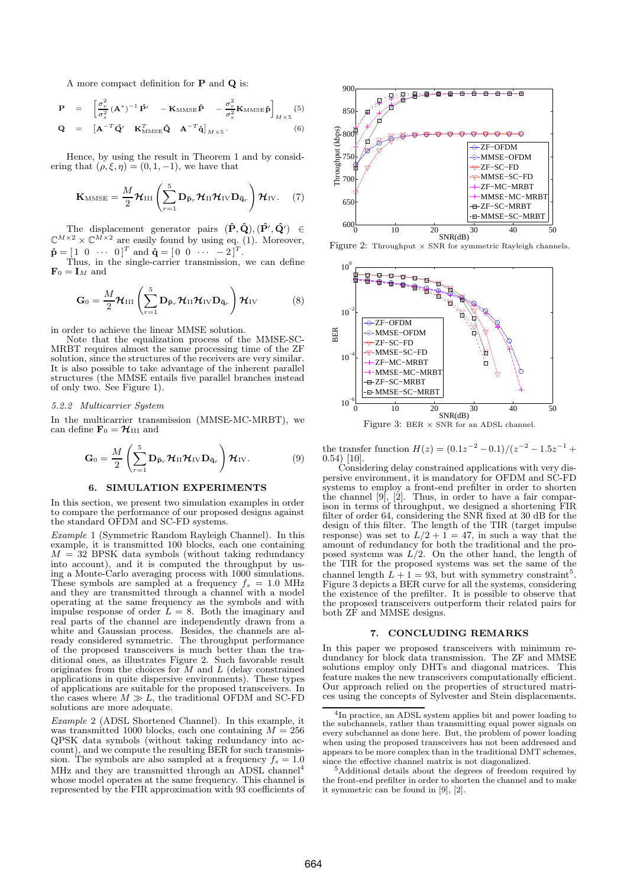A more compact definition for $\mathbf{P}$ and $\mathbf{Q}$ is:

$$\mathbf{P} = \left[\frac{\sigma_v^2}{\sigma_s^2}(\mathbf{A}^*)^{-1}\hat{\mathbf{P}}' \quad -\mathbf{K}_{\text{MMSE}}\hat{\mathbf{P}} \quad -\frac{\sigma_v^2}{\sigma_s^2}\mathbf{K}_{\text{MMSE}}\check{\mathbf{p}}\right]_{M\times 5} \quad (5)$$

$$\mathbf{Q} = \left[\mathbf{A}^{-T}\hat{\mathbf{Q}}' \quad \mathbf{K}_{\text{MMSE}}^T\hat{\mathbf{Q}} \quad \mathbf{A}^{-T}\check{\mathbf{q}}\right]_{M\times 5}. \quad (6)$$

Hence, by using the result in Theorem 1 and by considering that $(\rho, \xi, \eta) = (0, 1, -1)$, we have that

$$\mathbf{K}_{\text{MMSE}} = \frac{M}{2}\boldsymbol{\mathcal{H}}_{\text{III}}\left(\sum_{r=1}^{5}\mathbf{D}_{\bar{\mathbf{p}}_r}\boldsymbol{\mathcal{H}}_{\text{II}}\boldsymbol{\mathcal{H}}_{\text{IV}}\mathbf{D}_{\bar{\mathbf{q}}_r}\right)\boldsymbol{\mathcal{H}}_{\text{IV}}. \quad (7)$$

The displacement generator pairs $(\hat{\mathbf{P}}, \hat{\mathbf{Q}}), (\hat{\mathbf{P}}', \hat{\mathbf{Q}}') \in \mathbb{C}^{M\times 2}\times\mathbb{C}^{M\times 2}$ are easily found by using eq. (1). Moreover, $\check{\mathbf{p}} = [1\ 0\ \cdots\ 0]^T$ and $\check{\mathbf{q}} = [0\ 0\ \cdots\ -2]^T$.

Thus, in the single-carrier transmission, we can define $\mathbf{F}_0 = \mathbf{I}_M$ and

$$\mathbf{G}_0 = \frac{M}{2}\boldsymbol{\mathcal{H}}_{\text{III}}\left(\sum_{r=1}^{5}\mathbf{D}_{\bar{\mathbf{p}}_r}\boldsymbol{\mathcal{H}}_{\text{II}}\boldsymbol{\mathcal{H}}_{\text{IV}}\mathbf{D}_{\bar{\mathbf{q}}_r}\right)\boldsymbol{\mathcal{H}}_{\text{IV}} \quad (8)$$

in order to achieve the linear MMSE solution.

Note that the equalization process of the MMSE-SC-MRBT requires almost the same processing time of the ZF solution, since the structures of the receivers are very similar. It is also possible to take advantage of the inherent parallel structures (the MMSE entails five parallel branches instead of only two. See Figure 1).

### 5.2.2 Multicarrier System

In the multicarrier transmission (MMSE-MC-MRBT), we can define $\mathbf{F}_0 = \boldsymbol{\mathcal{H}}_{\text{III}}$ and

$$\mathbf{G}_0 = \frac{M}{2}\left(\sum_{r=1}^{5}\mathbf{D}_{\bar{\mathbf{p}}_r}\boldsymbol{\mathcal{H}}_{\text{II}}\boldsymbol{\mathcal{H}}_{\text{IV}}\mathbf{D}_{\bar{\mathbf{q}}_r}\right)\boldsymbol{\mathcal{H}}_{\text{IV}}. \quad (9)$$

## 6. SIMULATION EXPERIMENTS

In this section, we present two simulation examples in order to compare the performance of our proposed designs against the standard OFDM and SC-FD systems.

*Example* 1 (Symmetric Random Rayleigh Channel). In this example, it is transmitted 100 blocks, each one containing $M = 32$ BPSK data symbols (without taking redundancy into account), and it is computed the throughput by using a Monte-Carlo averaging process with 1000 simulations. These symbols are sampled at a frequency $f_s = 1.0$ MHz and they are transmitted through a channel with a model operating at the same frequency as the symbols and with impulse response of order $L = 8$. Both the imaginary and real parts of the channel are independently drawn from a white and Gaussian process. Besides, the channels are already considered symmetric. The throughput performance of the proposed transceivers is much better than the traditional ones, as illustrates Figure 2. Such favorable result originates from the choices for $M$ and $L$ (delay constrained applications in quite dispersive environments). These types of applications are suitable for the proposed transceivers. In the cases where $M \gg L$, the traditional OFDM and SC-FD solutions are more adequate.

*Example* 2 (ADSL Shortened Channel). In this example, it was transmitted 1000 blocks, each one containing $M = 256$ QPSK data symbols (without taking redundancy into account), and we compute the resulting BER for such transmission. The symbols are also sampled at a frequency $f_s = 1.0$ MHz and they are transmitted through an ADSL channel[4] whose model operates at the same frequency. This channel is represented by the FIR approximation with 93 coefficients of the transfer function $H(z) = (0.1z^{-2} - 0.1)/(z^{-2} - 1.5z^{-1} + 0.54)$ [10].

Figure 2: Throughput × SNR for symmetric Rayleigh channels.

Figure 3: BER × SNR for an ADSL channel.

Considering delay constrained applications with very dispersive environment, it is mandatory for OFDM and SC-FD systems to employ a front-end prefilter in order to shorten the channel [9], [2]. Thus, in order to have a fair comparison in terms of throughput, we designed a shortening FIR filter of order 64, considering the SNR fixed at 30 dB for the design of this filter. The length of the TIR (target impulse response) was set to $L/2 + 1 = 47$, in such a way that the amount of redundancy for both the traditional and the proposed systems was $L/2$. On the other hand, the length of the TIR for the proposed systems was set the same of the channel length $L + 1 = 93$, but with symmetry constraint[5]. Figure 3 depicts a BER curve for all the systems, considering the existence of the prefilter. It is possible to observe that the proposed transceivers outperform their related pairs for both ZF and MMSE designs.

## 7. CONCLUDING REMARKS

In this paper we proposed transceivers with minimum redundancy for block data transmission. The ZF and MMSE solutions employ only DHTs and diagonal matrices. This feature makes the new transceivers computationally efficient. Our approach relied on the properties of structured matrices using the concepts of Sylvester and Stein displacements.

---

[4]In practice, an ADSL system applies bit and power loading to the subchannels, rather than transmitting equal power signals on every subchannel as done here. But, the problem of power loading when using the proposed transceivers has not been addressed and appears to be more complex than in the traditional DMT schemes, since the effective channel matrix is not diagonalized.

[5]Additional details about the degrees of freedom required by the front-end prefilter in order to shorten the channel and to make it symmetric can be found in [9], [2].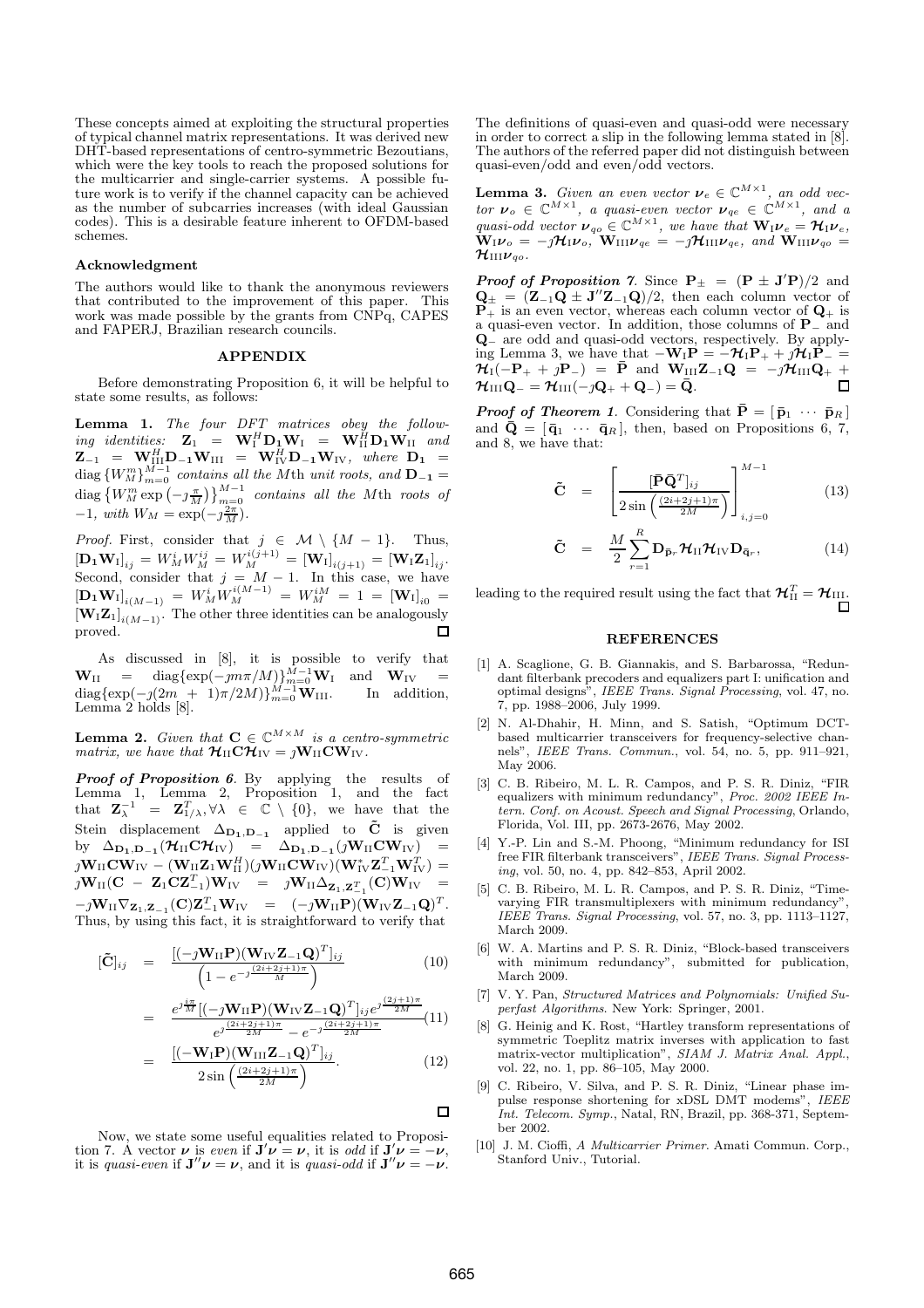These concepts aimed at exploiting the structural properties of typical channel matrix representations. It was derived new DHT-based representations of centro-symmetric Bezoutians, which were the key tools to reach the proposed solutions for the multicarrier and single-carrier systems. A possible future work is to verify if the channel capacity can be achieved as the number of subcarries increases (with ideal Gaussian codes). This is a desirable feature inherent to OFDM-based schemes.

### Acknowledgment

The authors would like to thank the anonymous reviewers that contributed to the improvement of this paper. This work was made possible by the grants from CNPq, CAPES and FAPERJ, Brazilian research councils.

## APPENDIX

Before demonstrating Proposition 6, it will be helpful to state some results, as follows:

**Lemma 1.** *The four DFT matrices obey the following identities:* $\mathbf{Z}_1 = \mathbf{W}_{\rm I}^H\mathbf{D}_1\mathbf{W}_{\rm I} = \mathbf{W}_{\rm II}^H\mathbf{D}_1\mathbf{W}_{\rm II}$ *and* $\mathbf{Z}_{-1} = \mathbf{W}_{\rm III}^H\mathbf{D}_{-1}\mathbf{W}_{\rm III} = \mathbf{W}_{\rm IV}^H\mathbf{D}_{-1}\mathbf{W}_{\rm IV}$, *where* $\mathbf{D}_1 = {\rm diag}\,\{W_M^m\}_{m=0}^{M-1}$ *contains all the* $M$th *unit roots, and* $\mathbf{D}_{-1} = {\rm diag}\left\{W_M^m \exp\left(-\jmath\frac{\pi}{M}\right)\right\}_{m=0}^{M-1}$ *contains all the* $M$th *roots of* $-1$*, with* $W_M = \exp(-\jmath\frac{2\pi}{M})$.

*Proof.* First, consider that $j \in \mathcal{M}\setminus\{M-1\}$. Thus, $[\mathbf{D}_1\mathbf{W}_{\rm I}]_{ij} = W_M^i W_M^{ij} = W_M^{i(j+1)} = [\mathbf{W}_{\rm I}]_{i(j+1)} = [\mathbf{W}_{\rm I}\mathbf{Z}_1]_{ij}$. Second, consider that $j = M-1$. In this case, we have $[\mathbf{D}_1\mathbf{W}_{\rm I}]_{i(M-1)} = W_M^i W_M^{i(M-1)} = W_M^{iM} = 1 = [\mathbf{W}_{\rm I}]_{i0} = [\mathbf{W}_{\rm I}\mathbf{Z}_1]_{i(M-1)}$. The other three identities can be analogously proved. □

As discussed in [8], it is possible to verify that $\mathbf{W}_{\rm II} = {\rm diag}\{\exp(-\jmath m\pi/M)\}_{m=0}^{M-1}\mathbf{W}_{\rm I}$ and $\mathbf{W}_{\rm IV} = {\rm diag}\{\exp(-\jmath(2m+1)\pi/2M)\}_{m=0}^{M-1}\mathbf{W}_{\rm III}$. In addition, Lemma 2 holds [8].

**Lemma 2.** *Given that* $\mathbf{C} \in \mathbb{C}^{M\times M}$ *is a centro-symmetric matrix, we have that* $\boldsymbol{\mathcal{H}}_{\rm II}\mathbf{C}\boldsymbol{\mathcal{H}}_{\rm IV} = \jmath\mathbf{W}_{\rm II}\mathbf{C}\mathbf{W}_{\rm IV}$.

***Proof of Proposition 6***. By applying the results of Lemma 1, Lemma 2, Proposition 1, and the fact that $\mathbf{Z}_\lambda^{-1} = \mathbf{Z}_{1/\lambda}^T, \forall\lambda \in \mathbb{C}\setminus\{0\}$, we have that the Stein displacement $\Delta_{\mathbf{D}_1,\mathbf{D}_{-1}}$ applied to $\tilde{\mathbf{C}}$ is given by $\Delta_{\mathbf{D}_1,\mathbf{D}_{-1}}(\boldsymbol{\mathcal{H}}_{\rm II}\mathbf{C}\boldsymbol{\mathcal{H}}_{\rm IV}) = \Delta_{\mathbf{D}_1,\mathbf{D}_{-1}}(\jmath\mathbf{W}_{\rm II}\mathbf{C}\mathbf{W}_{\rm IV}) = \jmath\mathbf{W}_{\rm II}\mathbf{C}\mathbf{W}_{\rm IV} - (\mathbf{W}_{\rm II}\mathbf{Z}_1\mathbf{W}_{\rm II}^H)(\jmath\mathbf{W}_{\rm II}\mathbf{C}\mathbf{W}_{\rm IV})(\mathbf{W}_{\rm IV}^*\mathbf{Z}_{-1}^T\mathbf{W}_{\rm IV}^T) = \jmath\mathbf{W}_{\rm II}(\mathbf{C} - \mathbf{Z}_1\mathbf{C}\mathbf{Z}_{-1}^T)\mathbf{W}_{\rm IV} = \jmath\mathbf{W}_{\rm II}\Delta_{\mathbf{Z}_1,\mathbf{Z}_{-1}^T}(\mathbf{C})\mathbf{W}_{\rm IV} = -\jmath\mathbf{W}_{\rm II}\nabla_{\mathbf{Z}_1,\mathbf{Z}_{-1}}(\mathbf{C})\mathbf{Z}_{-1}^T\mathbf{W}_{\rm IV} = (-\jmath\mathbf{W}_{\rm II}\mathbf{P})(\mathbf{W}_{\rm IV}\mathbf{Z}_{-1}\mathbf{Q})^T$. Thus, by using this fact, it is straightforward to verify that

$$
[\tilde{\mathbf{C}}]_{ij} = \frac{[(-\jmath\mathbf{W}_{\rm II}\mathbf{P})(\mathbf{W}_{\rm IV}\mathbf{Z}_{-1}\mathbf{Q})^T]_{ij}}{\left(1 - e^{-\jmath\frac{(2i+2j+1)\pi}{M}}\right)} \tag{10}
$$

$$
= \frac{e^{\jmath\frac{i\pi}{M}}[(-\jmath\mathbf{W}_{\rm II}\mathbf{P})(\mathbf{W}_{\rm IV}\mathbf{Z}_{-1}\mathbf{Q})^T]_{ij}e^{\jmath\frac{(2j+1)\pi}{2M}}}{e^{\jmath\frac{(2i+2j+1)\pi}{2M}} - e^{-\jmath\frac{(2i+2j+1)\pi}{2M}}} \tag{11}
$$

$$
= \frac{[(-\mathbf{W}_{\rm I}\mathbf{P})(\mathbf{W}_{\rm III}\mathbf{Z}_{-1}\mathbf{Q})^T]_{ij}}{2\sin\left(\frac{(2i+2j+1)\pi}{2M}\right)}. \tag{12}
$$

□

Now, we state some useful equalities related to Proposition 7. A vector $\boldsymbol{\nu}$ is *even* if $\mathbf{J}'\boldsymbol{\nu} = \boldsymbol{\nu}$, it is *odd* if $\mathbf{J}'\boldsymbol{\nu} = -\boldsymbol{\nu}$, it is *quasi-even* if $\mathbf{J}''\boldsymbol{\nu} = \boldsymbol{\nu}$, and it is *quasi-odd* if $\mathbf{J}''\boldsymbol{\nu} = -\boldsymbol{\nu}$. The definitions of quasi-even and quasi-odd were necessary in order to correct a slip in the following lemma stated in [8]. The authors of the referred paper did not distinguish between quasi-even/odd and even/odd vectors.

**Lemma 3.** *Given an even vector* $\boldsymbol{\nu}_e \in \mathbb{C}^{M\times 1}$*, an odd vector* $\boldsymbol{\nu}_o \in \mathbb{C}^{M\times 1}$*, a quasi-even vector* $\boldsymbol{\nu}_{qe} \in \mathbb{C}^{M\times 1}$*, and a quasi-odd vector* $\boldsymbol{\nu}_{qo} \in \mathbb{C}^{M\times 1}$*, we have that* $\mathbf{W}_{\rm I}\boldsymbol{\nu}_e = \boldsymbol{\mathcal{H}}_{\rm I}\boldsymbol{\nu}_e$, $\mathbf{W}_{\rm I}\boldsymbol{\nu}_o = -\jmath\boldsymbol{\mathcal{H}}_{\rm I}\boldsymbol{\nu}_o$, $\mathbf{W}_{\rm III}\boldsymbol{\nu}_{qe} = -\jmath\boldsymbol{\mathcal{H}}_{\rm III}\boldsymbol{\nu}_{qe}$*, and* $\mathbf{W}_{\rm III}\boldsymbol{\nu}_{qo} = \boldsymbol{\mathcal{H}}_{\rm III}\boldsymbol{\nu}_{qo}$.

***Proof of Proposition 7***. Since $\mathbf{P}_\pm = (\mathbf{P} \pm \mathbf{J}'\mathbf{P})/2$ and $\mathbf{Q}_\pm = (\mathbf{Z}_{-1}\mathbf{Q} \pm \mathbf{J}''\mathbf{Z}_{-1}\mathbf{Q})/2$, then each column vector of $\mathbf{P}_+$ is an even vector, whereas each column vector of $\mathbf{Q}_+$ is a quasi-even vector. In addition, those columns of $\mathbf{P}_-$ and $\mathbf{Q}_-$ are odd and quasi-odd vectors, respectively. By applying Lemma 3, we have that $-\mathbf{W}_{\rm I}\mathbf{P} = -\boldsymbol{\mathcal{H}}_{\rm I}\mathbf{P}_+ + \jmath\boldsymbol{\mathcal{H}}_{\rm I}\mathbf{P}_- = \boldsymbol{\mathcal{H}}_{\rm I}(-\mathbf{P}_+ + \jmath\mathbf{P}_-) = \bar{\mathbf{P}}$ and $\mathbf{W}_{\rm III}\mathbf{Z}_{-1}\mathbf{Q} = -\jmath\boldsymbol{\mathcal{H}}_{\rm III}\mathbf{Q}_+ + \boldsymbol{\mathcal{H}}_{\rm III}\mathbf{Q}_- = \boldsymbol{\mathcal{H}}_{\rm III}(-\jmath\mathbf{Q}_+ + \mathbf{Q}_-) = \bar{\mathbf{Q}}$. □

***Proof of Theorem 1***. Considering that $\bar{\mathbf{P}} = [\,\bar{\mathbf{p}}_1 \;\cdots\; \bar{\mathbf{p}}_R\,]$ and $\bar{\mathbf{Q}} = [\,\bar{\mathbf{q}}_1 \;\cdots\; \bar{\mathbf{q}}_R\,]$, then, based on Propositions 6, 7, and 8, we have that:

$$
\tilde{\mathbf{C}} = \left[\frac{[\bar{\mathbf{P}}\bar{\mathbf{Q}}^T]_{ij}}{2\sin\left(\frac{(2i+2j+1)\pi}{2M}\right)}\right]_{i,j=0}^{M-1} \tag{13}
$$

$$
\tilde{\mathbf{C}} = \frac{M}{2}\sum_{r=1}^{R}\mathbf{D}_{\bar{\mathbf{p}}_r}\boldsymbol{\mathcal{H}}_{\rm II}\boldsymbol{\mathcal{H}}_{\rm IV}\mathbf{D}_{\bar{\mathbf{q}}_r}, \tag{14}
$$

leading to the required result using the fact that $\boldsymbol{\mathcal{H}}_{\rm II}^T = \boldsymbol{\mathcal{H}}_{\rm III}$. □

## REFERENCES

[1] A. Scaglione, G. B. Giannakis, and S. Barbarossa, "Redundant filterbank precoders and equalizers part I: unification and optimal designs", *IEEE Trans. Signal Processing*, vol. 47, no. 7, pp. 1988–2006, July 1999.

[2] N. Al-Dhahir, H. Minn, and S. Satish, "Optimum DCT-based multicarrier transceivers for frequency-selective channels", *IEEE Trans. Commun.*, vol. 54, no. 5, pp. 911–921, May 2006.

[3] C. B. Ribeiro, M. L. R. Campos, and P. S. R. Diniz, "FIR equalizers with minimum redundancy", *Proc. 2002 IEEE Intern. Conf. on Acoust. Speech and Signal Processing*, Orlando, Florida, Vol. III, pp. 2673-2676, May 2002.

[4] Y.-P. Lin and S.-M. Phoong, "Minimum redundancy for ISI free FIR filterbank transceivers", *IEEE Trans. Signal Processing*, vol. 50, no. 4, pp. 842–853, April 2002.

[5] C. B. Ribeiro, M. L. R. Campos, and P. S. R. Diniz, "Time-varying FIR transmultiplexers with minimum redundancy", *IEEE Trans. Signal Processing*, vol. 57, no. 3, pp. 1113–1127, March 2009.

[6] W. A. Martins and P. S. R. Diniz, "Block-based transceivers with minimum redundancy", submitted for publication, March 2009.

[7] V. Y. Pan, *Structured Matrices and Polynomials: Unified Superfast Algorithms*. New York: Springer, 2001.

[8] G. Heinig and K. Rost, "Hartley transform representations of symmetric Toeplitz matrix inverses with application to fast matrix-vector multiplication", *SIAM J. Matrix Anal. Appl.*, vol. 22, no. 1, pp. 86–105, May 2000.

[9] C. Ribeiro, V. Silva, and P. S. R. Diniz, "Linear phase impulse response shortening for xDSL DMT modems", *IEEE Int. Telecom. Symp.*, Natal, RN, Brazil, pp. 368-371, September 2002.

[10] J. M. Cioffi, *A Multicarrier Primer*. Amati Commun. Corp., Stanford Univ., Tutorial.